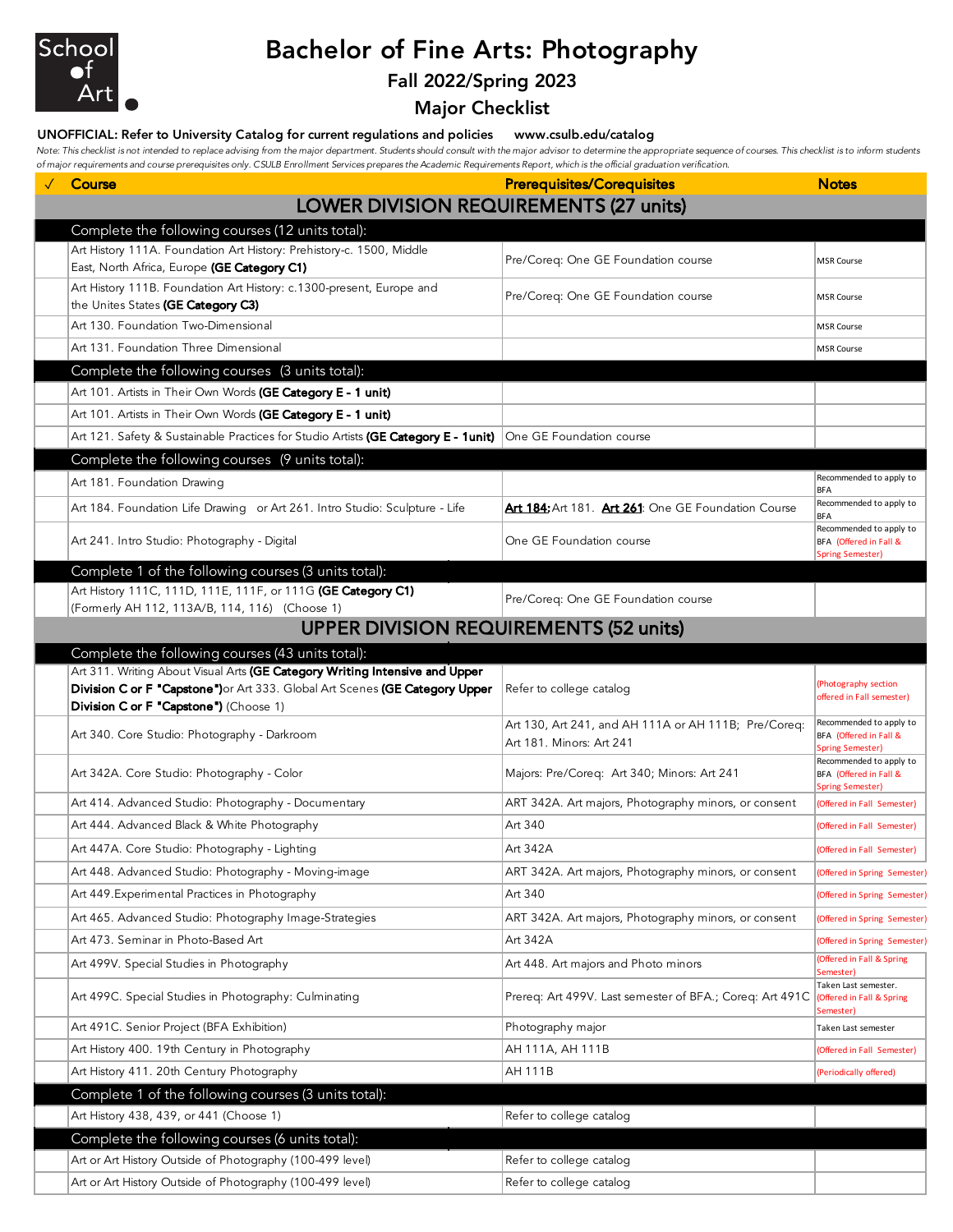School of Art

# Bachelor of Fine Arts: Photography

## Fall 2022/Spring 2023

## Major Checklist

**UNOFFICIAL: Refer to University Catalog for current regulations and policies www.csulb.edu/catalog**

*Note: This checklist is not intended to replace advising from the major department. Students should consult with the major advisor to determine the appropriate sequence of courses. This checklist is to inform students of major requirements and course prerequisites only. CSULB Enrollment Services prepares the Academic Requirements Report, which is the official graduation verification.*

| ✓ | Course | Prerequisites/Corequisites | Notes |
|---|---|---|---|
| | **LOWER DIVISION REQUIREMENTS (27 units)** | | |
| | Complete the following courses (12 units total): | | |
| | Art History 111A. Foundation Art History: Prehistory-c. 1500, Middle East, North Africa, Europe **(GE Category C1)** | Pre/Coreq: One GE Foundation course | MSR Course |
| | Art History 111B. Foundation Art History: c.1300-present, Europe and the Unites States **(GE Category C3)** | Pre/Coreq: One GE Foundation course | MSR Course |
| | Art 130. Foundation Two-Dimensional | | MSR Course |
| | Art 131. Foundation Three Dimensional | | MSR Course |
| | Complete the following courses (3 units total): | | |
| | Art 101. Artists in Their Own Words **(GE Category E - 1 unit)** | | |
| | Art 101. Artists in Their Own Words **(GE Category E - 1 unit)** | | |
| | Art 121. Safety & Sustainable Practices for Studio Artists **(GE Category E - 1unit)** | One GE Foundation course | |
| | Complete the following courses (9 units total): | | |
| | Art 181. Foundation Drawing | | Recommended to apply to BFA |
| | Art 184. Foundation Life Drawing or Art 261. Intro Studio: Sculpture - Life | **Art 184:** Art 181. **Art 261**: One GE Foundation Course | Recommended to apply to BFA |
| | Art 241. Intro Studio: Photography - Digital | One GE Foundation course | Recommended to apply to BFA (Offered in Fall & Spring Semester) |
| | Complete 1 of the following courses (3 units total): | | |
| | Art History 111C, 111D, 111E, 111F, or 111G **(GE Category C1)** (Formerly AH 112, 113A/B, 114, 116) (Choose 1) | Pre/Coreq: One GE Foundation course | |
| | **UPPER DIVISION REQUIREMENTS (52 units)** | | |
| | Complete the following courses (43 units total): | | |
| | Art 311. Writing About Visual Arts **(GE Category Writing Intensive and Upper Division C or F "Capstone")** or Art 333. Global Art Scenes **(GE Category Upper Division C or F "Capstone")** (Choose 1) | Refer to college catalog | (Photography section offered in Fall semester) |
| | Art 340. Core Studio: Photography - Darkroom | Art 130, Art 241, and AH 111A or AH 111B; Pre/Coreq: Art 181. Minors: Art 241 | Recommended to apply to BFA (Offered in Fall & Spring Semester) |
| | Art 342A. Core Studio: Photography - Color | Majors: Pre/Coreq: Art 340; Minors: Art 241 | Recommended to apply to BFA (Offered in Fall & Spring Semester) |
| | Art 414. Advanced Studio: Photography - Documentary | ART 342A. Art majors, Photography minors, or consent | (Offered in Fall Semester) |
| | Art 444. Advanced Black & White Photography | Art 340 | (Offered in Fall Semester) |
| | Art 447A. Core Studio: Photography - Lighting | Art 342A | (Offered in Fall Semester) |
| | Art 448. Advanced Studio: Photography - Moving-image | ART 342A. Art majors, Photography minors, or consent | (Offered in Spring Semester) |
| | Art 449.Experimental Practices in Photography | Art 340 | (Offered in Spring Semester) |
| | Art 465. Advanced Studio: Photography Image-Strategies | ART 342A. Art majors, Photography minors, or consent | (Offered in Spring Semester) |
| | Art 473. Seminar in Photo-Based Art | Art 342A | (Offered in Spring Semester) |
| | Art 499V. Special Studies in Photography | Art 448. Art majors and Photo minors | (Offered in Fall & Spring Semester) |
| | Art 499C. Special Studies in Photography: Culminating | Prereq: Art 499V. Last semester of BFA.; Coreq: Art 491C | Taken Last semester. (Offered in Fall & Spring Semester) |
| | Art 491C. Senior Project (BFA Exhibition) | Photography major | Taken Last semester |
| | Art History 400. 19th Century in Photography | AH 111A, AH 111B | (Offered in Fall Semester) |
| | Art History 411. 20th Century Photography | AH 111B | (Periodically offered) |
| | Complete 1 of the following courses (3 units total): | | |
| | Art History 438, 439, or 441 (Choose 1) | Refer to college catalog | |
| | Complete the following courses (6 units total): | | |
| | Art or Art History Outside of Photography (100-499 level) | Refer to college catalog | |
| | Art or Art History Outside of Photography (100-499 level) | Refer to college catalog | |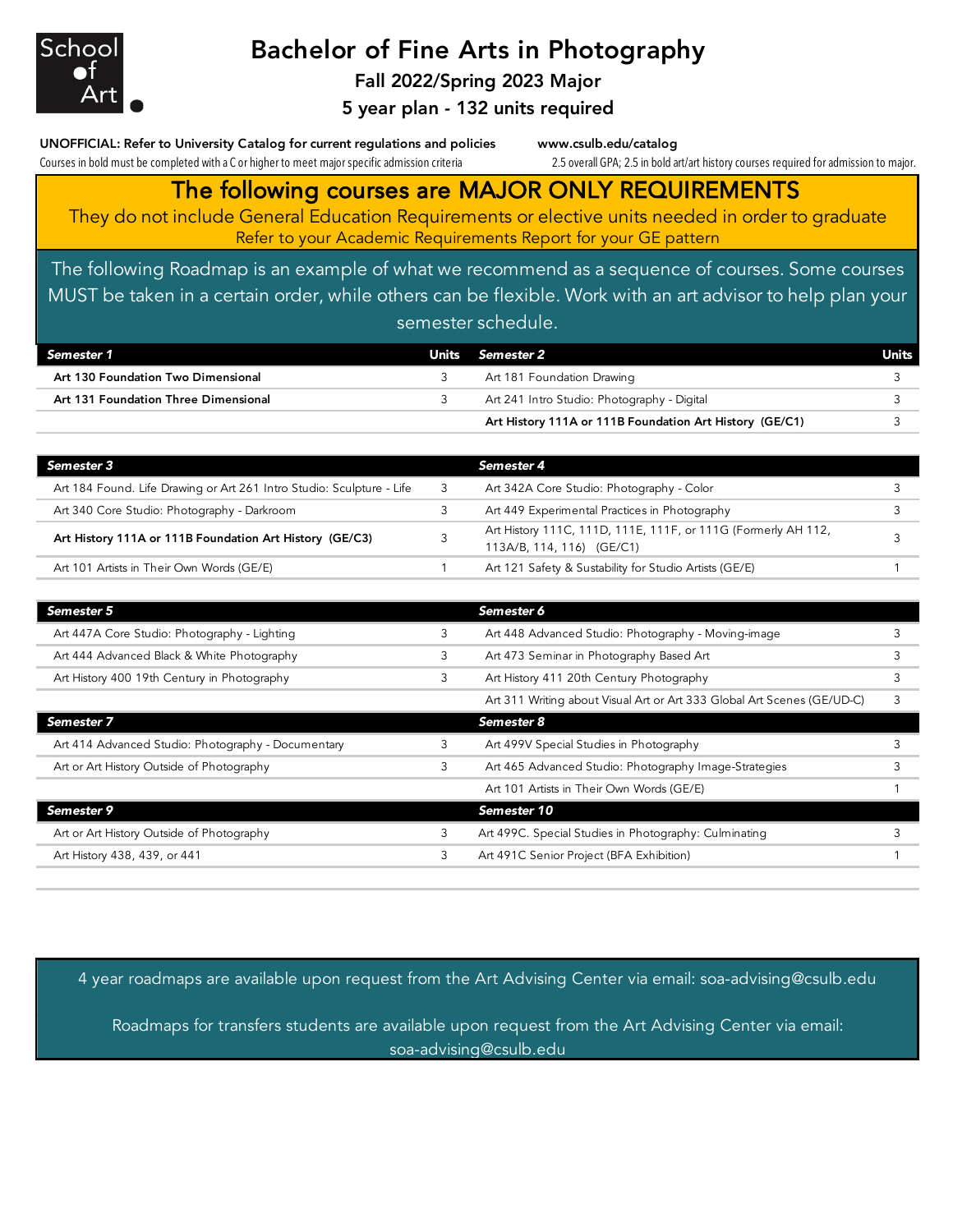School of Art

# Bachelor of Fine Arts in Photography

## Fall 2022/Spring 2023 Major

## 5 year plan - 132 units required

**UNOFFICIAL: Refer to University Catalog for current regulations and policies** **www.csulb.edu/catalog**

Courses in bold must be completed with a C or higher to meet major specific admission criteria. 2.5 overall GPA; 2.5 in bold art/art history courses required for admission to major.

## The following courses are MAJOR ONLY REQUIREMENTS

They do not include General Education Requirements or elective units needed in order to graduate
Refer to your Academic Requirements Report for your GE pattern

The following Roadmap is an example of what we recommend as a sequence of courses. Some courses MUST be taken in a certain order, while others can be flexible. Work with an art advisor to help plan your semester schedule.

| *Semester 1* | Units | *Semester 2* | Units |
|---|---|---|---|
| **Art 130 Foundation Two Dimensional** | 3 | Art 181 Foundation Drawing | 3 |
| **Art 131 Foundation Three Dimensional** | 3 | Art 241 Intro Studio: Photography - Digital | 3 |
| | | **Art History 111A or 111B Foundation Art History (GE/C1)** | 3 |

| *Semester 3* | | *Semester 4* | |
|---|---|---|---|
| Art 184 Found. Life Drawing or Art 261 Intro Studio: Sculpture - Life | 3 | Art 342A Core Studio: Photography - Color | 3 |
| Art 340 Core Studio: Photography - Darkroom | 3 | Art 449 Experimental Practices in Photography | 3 |
| **Art History 111A or 111B Foundation Art History (GE/C3)** | 3 | Art History 111C, 111D, 111E, 111F, or 111G (Formerly AH 112, 113A/B, 114, 116) (GE/C1) | 3 |
| Art 101 Artists in Their Own Words (GE/E) | 1 | Art 121 Safety & Sustainability for Studio Artists (GE/E) | 1 |

| *Semester 5* | | *Semester 6* | |
|---|---|---|---|
| Art 447A Core Studio: Photography - Lighting | 3 | Art 448 Advanced Studio: Photography - Moving-image | 3 |
| Art 444 Advanced Black & White Photography | 3 | Art 473 Seminar in Photography Based Art | 3 |
| Art History 400 19th Century in Photography | 3 | Art History 411 20th Century Photography | 3 |
| | | Art 311 Writing about Visual Art or Art 333 Global Art Scenes (GE/UD-C) | 3 |
| ***Semester 7*** | | ***Semester 8*** | |
| Art 414 Advanced Studio: Photography - Documentary | 3 | Art 499V Special Studies in Photography | 3 |
| Art or Art History Outside of Photography | 3 | Art 465 Advanced Studio: Photography Image-Strategies | 3 |
| | | Art 101 Artists in Their Own Words (GE/E) | 1 |
| ***Semester 9*** | | ***Semester 10*** | |
| Art or Art History Outside of Photography | 3 | Art 499C. Special Studies in Photography: Culminating | 3 |
| Art History 438, 439, or 441 | 3 | Art 491C Senior Project (BFA Exhibition) | 1 |

4 year roadmaps are available upon request from the Art Advising Center via email: soa-advising@csulb.edu

Roadmaps for transfers students are available upon request from the Art Advising Center via email: soa-advising@csulb.edu